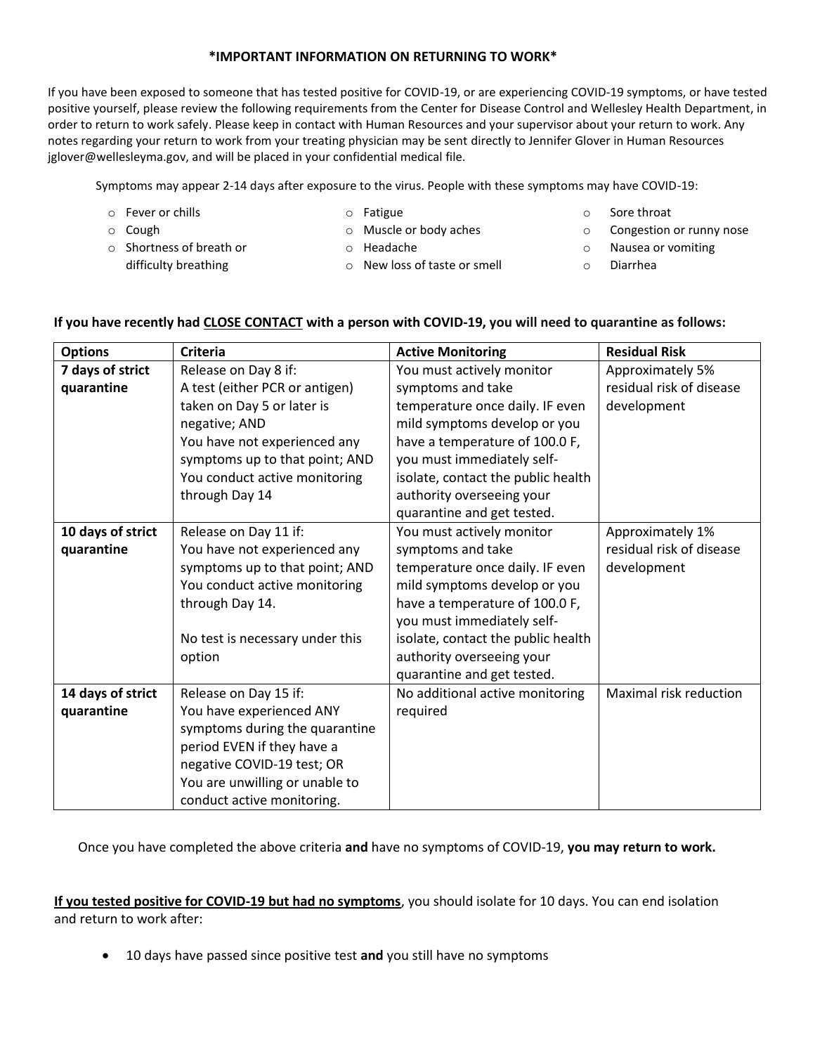# *IMPORTANT INFORMATION ON RETURNING TO WORK*

If you have been exposed to someone that has tested positive for COVID-19, or are experiencing COVID-19 symptoms, or have tested positive yourself, please review the following requirements from the Center for Disease Control and Wellesley Health Department, in order to return to work safely. Please keep in contact with Human Resources and your supervisor about your return to work. Any notes regarding your return to work from your treating physician may be sent directly to Jennifer Glover in Human Resources jglover@wellesleyma.gov, and will be placed in your confidential medical file.

Symptoms may appear 2-14 days after exposure to the virus. People with these symptoms may have COVID-19:

- Fever or chills
- Cough
- Shortness of breath or difficulty breathing
- Fatigue
- Muscle or body aches
- Headache
- New loss of taste or smell
- Sore throat
- Congestion or runny nose
- Nausea or vomiting
- Diarrhea

**If you have recently had <u>CLOSE CONTACT</u> with a person with COVID-19, you will need to quarantine as follows:**

| Options | Criteria | Active Monitoring | Residual Risk |
|---|---|---|---|
| **7 days of strict quarantine** | Release on Day 8 if:<br>A test (either PCR or antigen) taken on Day 5 or later is negative; AND<br>You have not experienced any symptoms up to that point; AND<br>You conduct active monitoring through Day 14 | You must actively monitor symptoms and take temperature once daily. IF even mild symptoms develop or you have a temperature of 100.0 F, you must immediately self-isolate, contact the public health authority overseeing your quarantine and get tested. | Approximately 5% residual risk of disease development |
| **10 days of strict quarantine** | Release on Day 11 if:<br>You have not experienced any symptoms up to that point; AND<br>You conduct active monitoring through Day 14.<br><br>No test is necessary under this option | You must actively monitor symptoms and take temperature once daily. IF even mild symptoms develop or you have a temperature of 100.0 F, you must immediately self-isolate, contact the public health authority overseeing your quarantine and get tested. | Approximately 1% residual risk of disease development |
| **14 days of strict quarantine** | Release on Day 15 if:<br>You have experienced ANY symptoms during the quarantine period EVEN if they have a negative COVID-19 test; OR<br>You are unwilling or unable to conduct active monitoring. | No additional active monitoring required | Maximal risk reduction |

Once you have completed the above criteria **and** have no symptoms of COVID-19, **you may return to work.**

**<u>If you tested positive for COVID-19 but had no symptoms</u>**, you should isolate for 10 days. You can end isolation and return to work after:

- 10 days have passed since positive test **and** you still have no symptoms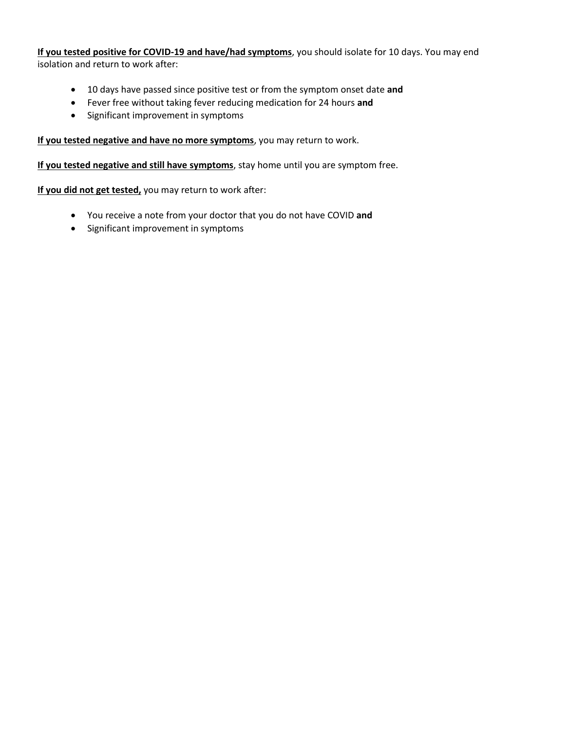<u>**If you tested positive for COVID-19 and have/had symptoms**</u>, you should isolate for 10 days. You may end isolation and return to work after:

- 10 days have passed since positive test or from the symptom onset date **and**
- Fever free without taking fever reducing medication for 24 hours **and**
- Significant improvement in symptoms

<u>**If you tested negative and have no more symptoms**</u>, you may return to work.

<u>**If you tested negative and still have symptoms**</u>, stay home until you are symptom free.

<u>**If you did not get tested,**</u> you may return to work after:

- You receive a note from your doctor that you do not have COVID **and**
- Significant improvement in symptoms